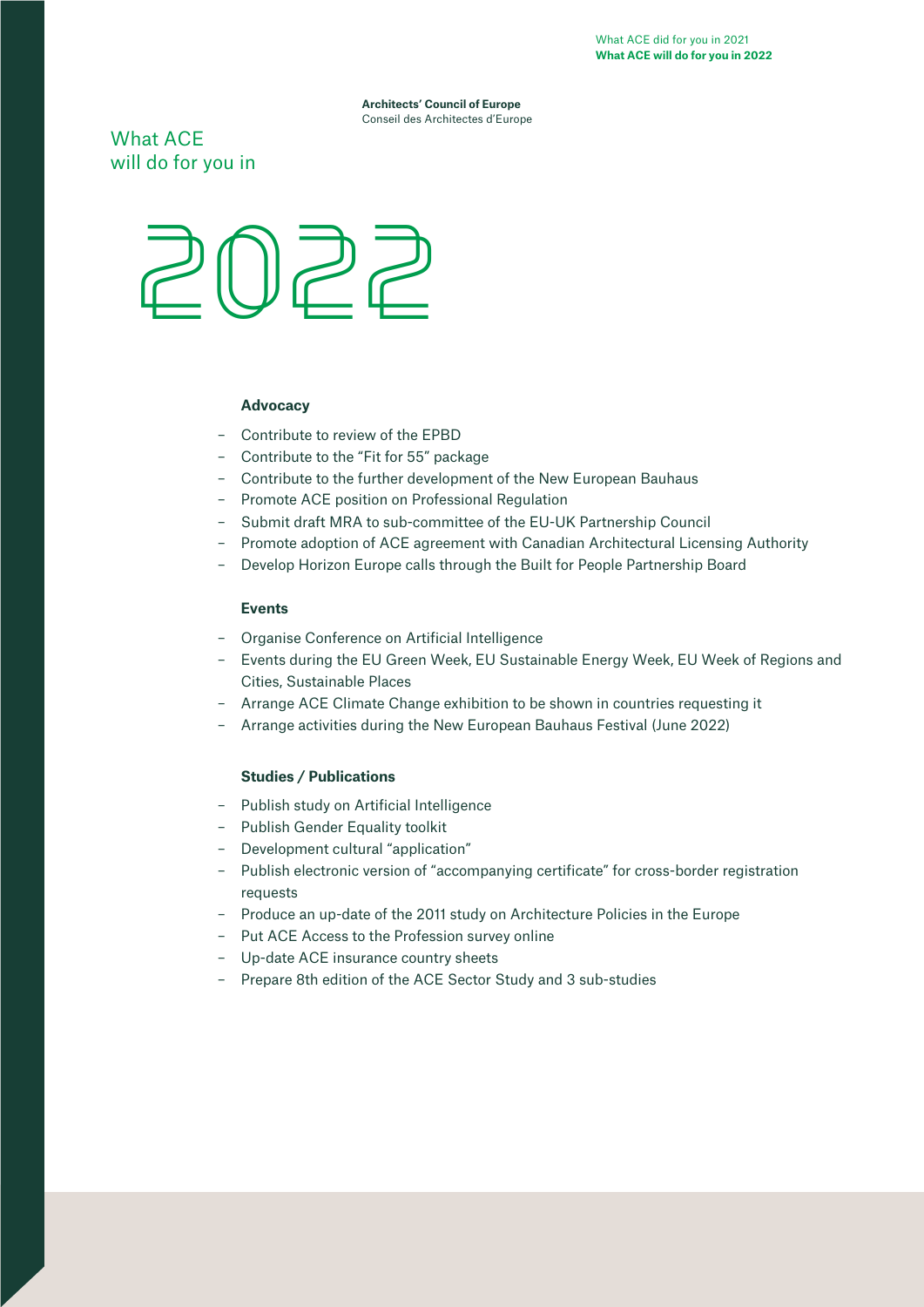**Architects' Council of Europe**
Conseil des Architectes d'Europe

# What ACE will do for you in 2022

### Advocacy

- Contribute to review of the EPBD
- Contribute to the "Fit for 55" package
- Contribute to the further development of the New European Bauhaus
- Promote ACE position on Professional Regulation
- Submit draft MRA to sub-committee of the EU-UK Partnership Council
- Promote adoption of ACE agreement with Canadian Architectural Licensing Authority
- Develop Horizon Europe calls through the Built for People Partnership Board

### Events

- Organise Conference on Artificial Intelligence
- Events during the EU Green Week, EU Sustainable Energy Week, EU Week of Regions and Cities, Sustainable Places
- Arrange ACE Climate Change exhibition to be shown in countries requesting it
- Arrange activities during the New European Bauhaus Festival (June 2022)

### Studies / Publications

- Publish study on Artificial Intelligence
- Publish Gender Equality toolkit
- Development cultural "application"
- Publish electronic version of "accompanying certificate" for cross-border registration requests
- Produce an up-date of the 2011 study on Architecture Policies in the Europe
- Put ACE Access to the Profession survey online
- Up-date ACE insurance country sheets
- Prepare 8th edition of the ACE Sector Study and 3 sub-studies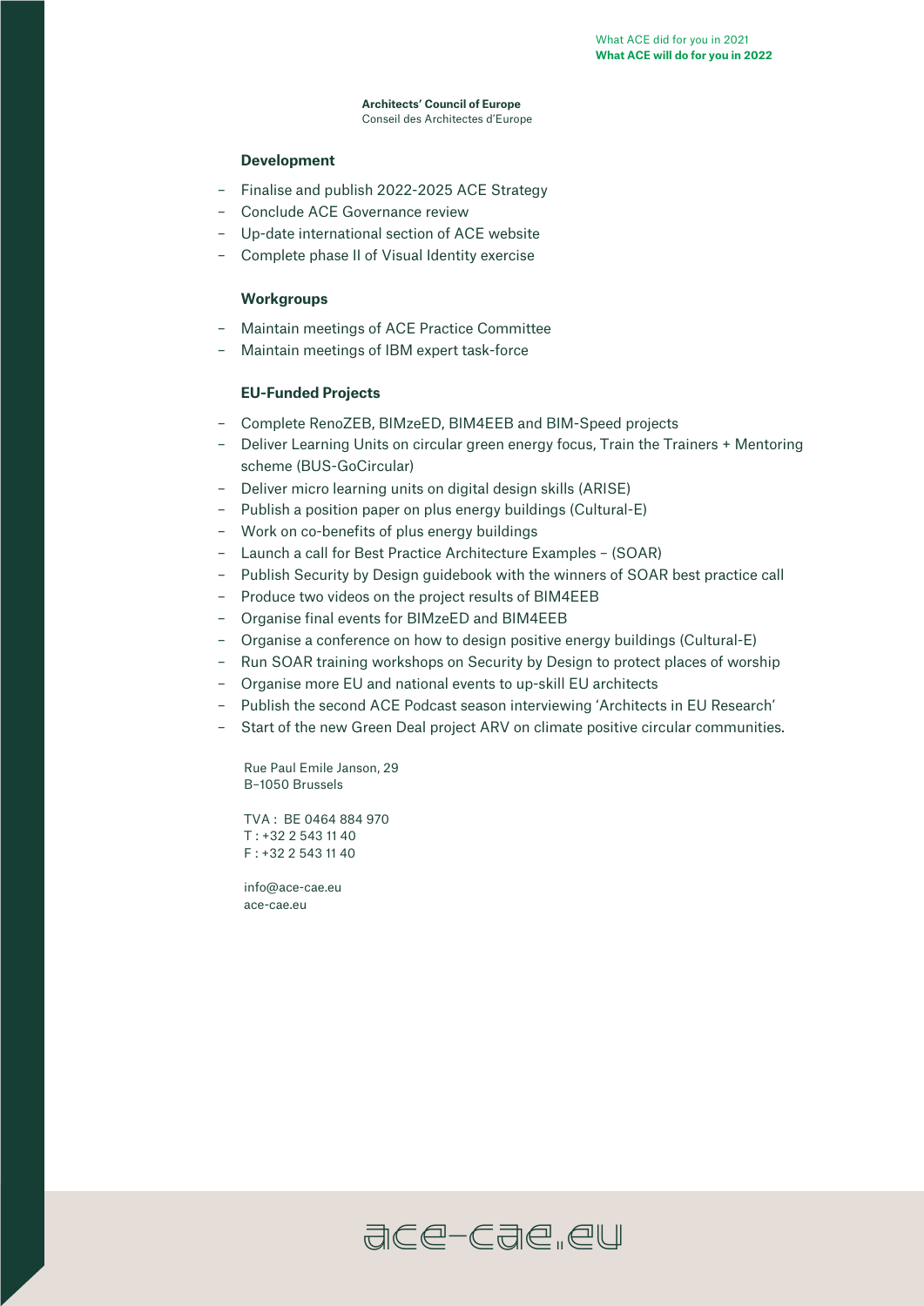What ACE did for you in 2021
**What ACE will do for you in 2022**

**Architects' Council of Europe**
Conseil des Architectes d'Europe

### Development

- Finalise and publish 2022-2025 ACE Strategy
- Conclude ACE Governance review
- Up-date international section of ACE website
- Complete phase II of Visual Identity exercise

### Workgroups

- Maintain meetings of ACE Practice Committee
- Maintain meetings of IBM expert task-force

### EU-Funded Projects

- Complete RenoZEB, BIMzeED, BIM4EEB and BIM-Speed projects
- Deliver Learning Units on circular green energy focus, Train the Trainers + Mentoring scheme (BUS-GoCircular)
- Deliver micro learning units on digital design skills (ARISE)
- Publish a position paper on plus energy buildings (Cultural-E)
- Work on co-benefits of plus energy buildings
- Launch a call for Best Practice Architecture Examples – (SOAR)
- Publish Security by Design guidebook with the winners of SOAR best practice call
- Produce two videos on the project results of BIM4EEB
- Organise final events for BIMzeED and BIM4EEB
- Organise a conference on how to design positive energy buildings (Cultural-E)
- Run SOAR training workshops on Security by Design to protect places of worship
- Organise more EU and national events to up-skill EU architects
- Publish the second ACE Podcast season interviewing 'Architects in EU Research'
- Start of the new Green Deal project ARV on climate positive circular communities.

Rue Paul Emile Janson, 29
B–1050 Brussels

TVA : BE 0464 884 970
T : +32 2 543 11 40
F : +32 2 543 11 40

info@ace-cae.eu
ace-cae.eu